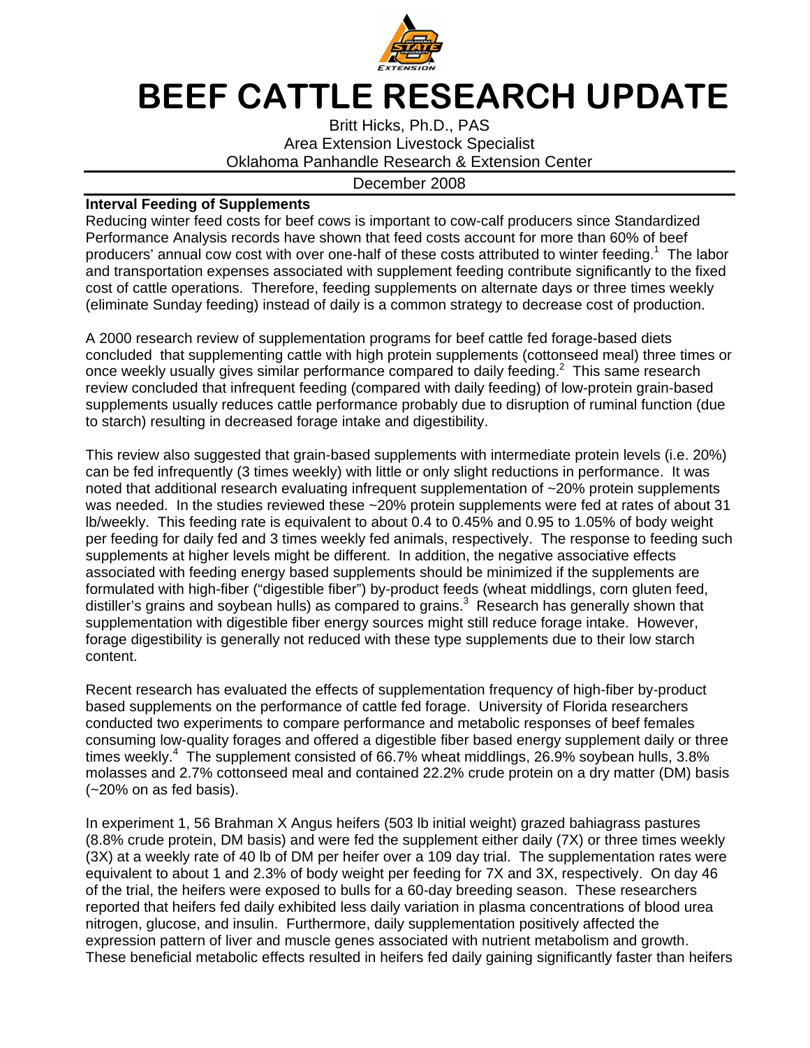# BEEF CATTLE RESEARCH UPDATE

Britt Hicks, Ph.D., PAS
Area Extension Livestock Specialist
Oklahoma Panhandle Research & Extension Center

December 2008

## Interval Feeding of Supplements

Reducing winter feed costs for beef cows is important to cow-calf producers since Standardized Performance Analysis records have shown that feed costs account for more than 60% of beef producers' annual cow cost with over one-half of these costs attributed to winter feeding.[1] The labor and transportation expenses associated with supplement feeding contribute significantly to the fixed cost of cattle operations. Therefore, feeding supplements on alternate days or three times weekly (eliminate Sunday feeding) instead of daily is a common strategy to decrease cost of production.

A 2000 research review of supplementation programs for beef cattle fed forage-based diets concluded that supplementing cattle with high protein supplements (cottonseed meal) three times or once weekly usually gives similar performance compared to daily feeding.[2] This same research review concluded that infrequent feeding (compared with daily feeding) of low-protein grain-based supplements usually reduces cattle performance probably due to disruption of ruminal function (due to starch) resulting in decreased forage intake and digestibility.

This review also suggested that grain-based supplements with intermediate protein levels (i.e. 20%) can be fed infrequently (3 times weekly) with little or only slight reductions in performance. It was noted that additional research evaluating infrequent supplementation of ~20% protein supplements was needed. In the studies reviewed these ~20% protein supplements were fed at rates of about 31 lb/weekly. This feeding rate is equivalent to about 0.4 to 0.45% and 0.95 to 1.05% of body weight per feeding for daily fed and 3 times weekly fed animals, respectively. The response to feeding such supplements at higher levels might be different. In addition, the negative associative effects associated with feeding energy based supplements should be minimized if the supplements are formulated with high-fiber ("digestible fiber") by-product feeds (wheat middlings, corn gluten feed, distiller's grains and soybean hulls) as compared to grains.[3] Research has generally shown that supplementation with digestible fiber energy sources might still reduce forage intake. However, forage digestibility is generally not reduced with these type supplements due to their low starch content.

Recent research has evaluated the effects of supplementation frequency of high-fiber by-product based supplements on the performance of cattle fed forage. University of Florida researchers conducted two experiments to compare performance and metabolic responses of beef females consuming low-quality forages and offered a digestible fiber based energy supplement daily or three times weekly.[4] The supplement consisted of 66.7% wheat middlings, 26.9% soybean hulls, 3.8% molasses and 2.7% cottonseed meal and contained 22.2% crude protein on a dry matter (DM) basis (~20% on as fed basis).

In experiment 1, 56 Brahman X Angus heifers (503 lb initial weight) grazed bahiagrass pastures (8.8% crude protein, DM basis) and were fed the supplement either daily (7X) or three times weekly (3X) at a weekly rate of 40 lb of DM per heifer over a 109 day trial. The supplementation rates were equivalent to about 1 and 2.3% of body weight per feeding for 7X and 3X, respectively. On day 46 of the trial, the heifers were exposed to bulls for a 60-day breeding season. These researchers reported that heifers fed daily exhibited less daily variation in plasma concentrations of blood urea nitrogen, glucose, and insulin. Furthermore, daily supplementation positively affected the expression pattern of liver and muscle genes associated with nutrient metabolism and growth. These beneficial metabolic effects resulted in heifers fed daily gaining significantly faster than heifers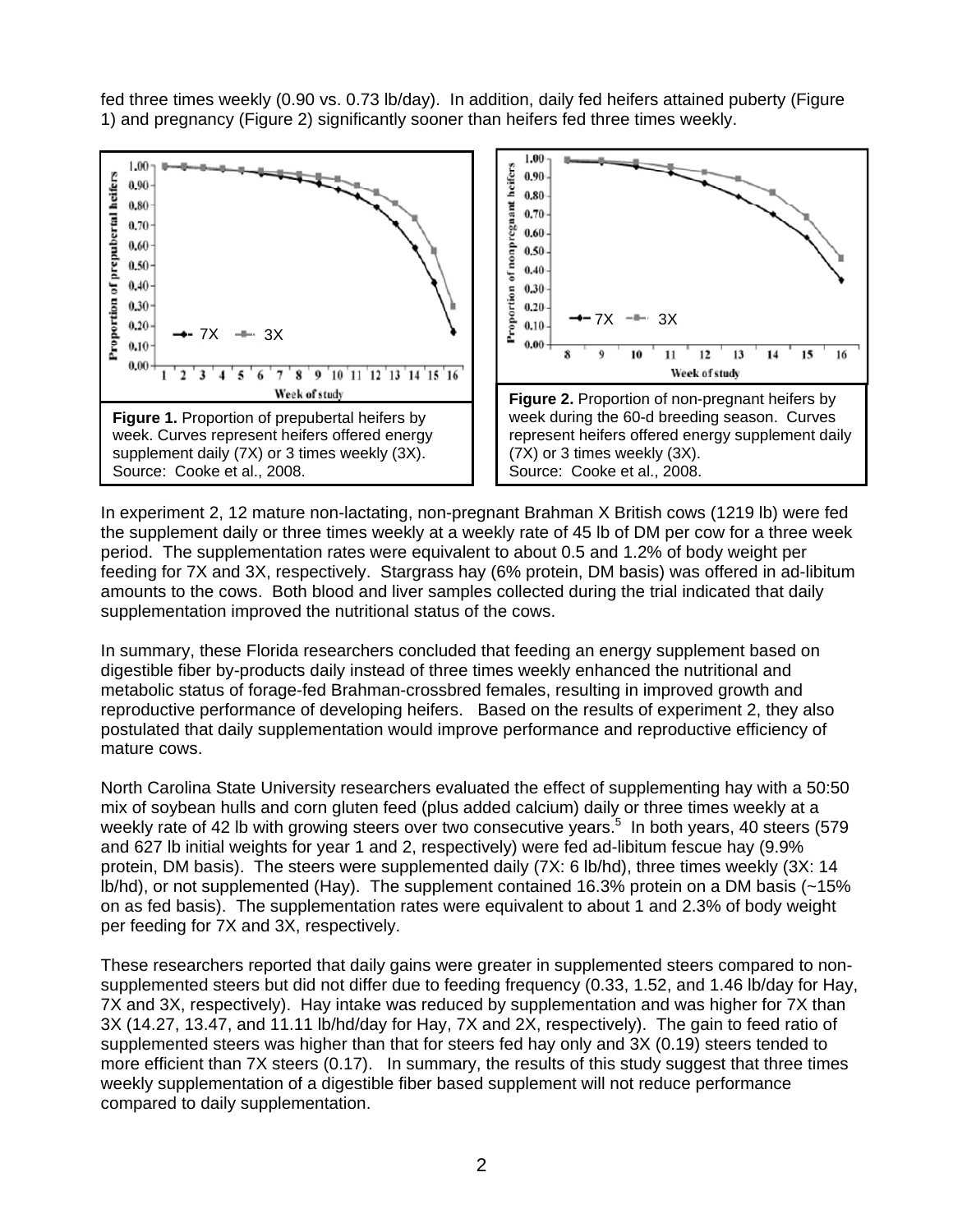fed three times weekly (0.90 vs. 0.73 lb/day). In addition, daily fed heifers attained puberty (Figure 1) and pregnancy (Figure 2) significantly sooner than heifers fed three times weekly.

**Figure 1.** Proportion of prepubertal heifers by week. Curves represent heifers offered energy supplement daily (7X) or 3 times weekly (3X). Source: Cooke et al., 2008.

**Figure 2.** Proportion of non-pregnant heifers by week during the 60-d breeding season. Curves represent heifers offered energy supplement daily (7X) or 3 times weekly (3X). Source: Cooke et al., 2008.

In experiment 2, 12 mature non-lactating, non-pregnant Brahman X British cows (1219 lb) were fed the supplement daily or three times weekly at a weekly rate of 45 lb of DM per cow for a three week period. The supplementation rates were equivalent to about 0.5 and 1.2% of body weight per feeding for 7X and 3X, respectively. Stargrass hay (6% protein, DM basis) was offered in ad-libitum amounts to the cows. Both blood and liver samples collected during the trial indicated that daily supplementation improved the nutritional status of the cows.

In summary, these Florida researchers concluded that feeding an energy supplement based on digestible fiber by-products daily instead of three times weekly enhanced the nutritional and metabolic status of forage-fed Brahman-crossbred females, resulting in improved growth and reproductive performance of developing heifers. Based on the results of experiment 2, they also postulated that daily supplementation would improve performance and reproductive efficiency of mature cows.

North Carolina State University researchers evaluated the effect of supplementing hay with a 50:50 mix of soybean hulls and corn gluten feed (plus added calcium) daily or three times weekly at a weekly rate of 42 lb with growing steers over two consecutive years.[5] In both years, 40 steers (579 and 627 lb initial weights for year 1 and 2, respectively) were fed ad-libitum fescue hay (9.9% protein, DM basis). The steers were supplemented daily (7X: 6 lb/hd), three times weekly (3X: 14 lb/hd), or not supplemented (Hay). The supplement contained 16.3% protein on a DM basis (~15% on as fed basis). The supplementation rates were equivalent to about 1 and 2.3% of body weight per feeding for 7X and 3X, respectively.

These researchers reported that daily gains were greater in supplemented steers compared to non-supplemented steers but did not differ due to feeding frequency (0.33, 1.52, and 1.46 lb/day for Hay, 7X and 3X, respectively). Hay intake was reduced by supplementation and was higher for 7X than 3X (14.27, 13.47, and 11.11 lb/hd/day for Hay, 7X and 2X, respectively). The gain to feed ratio of supplemented steers was higher than that for steers fed hay only and 3X (0.19) steers tended to more efficient than 7X steers (0.17). In summary, the results of this study suggest that three times weekly supplementation of a digestible fiber based supplement will not reduce performance compared to daily supplementation.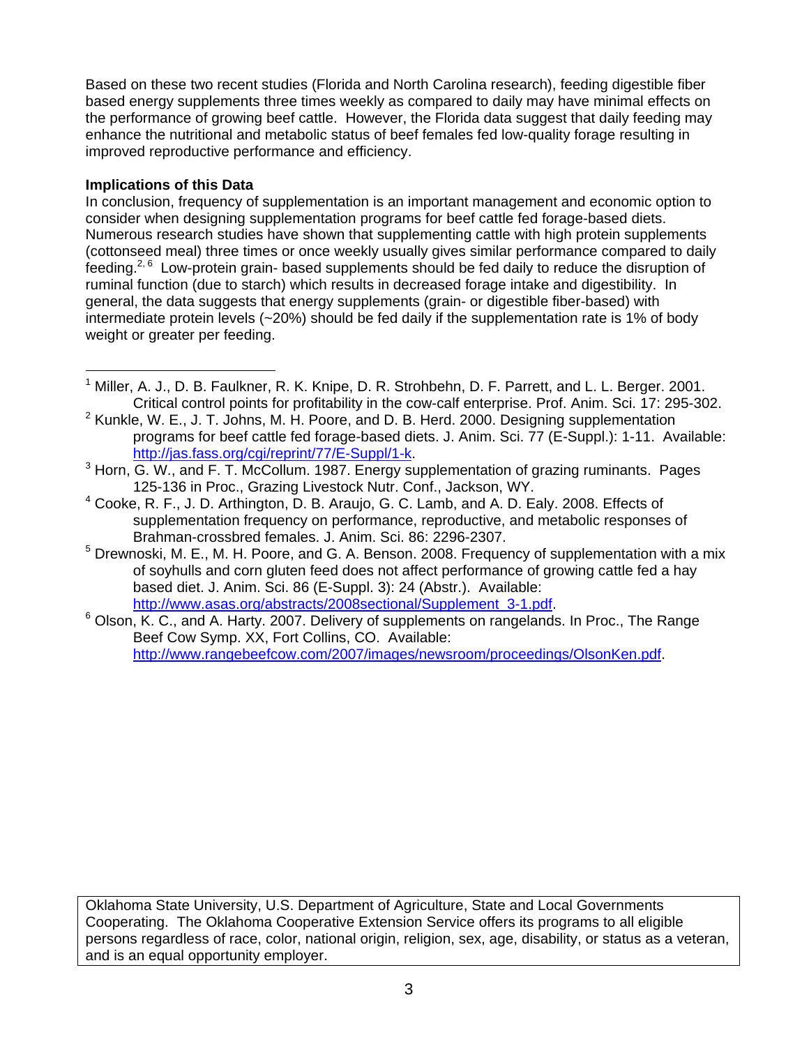Based on these two recent studies (Florida and North Carolina research), feeding digestible fiber based energy supplements three times weekly as compared to daily may have minimal effects on the performance of growing beef cattle. However, the Florida data suggest that daily feeding may enhance the nutritional and metabolic status of beef females fed low-quality forage resulting in improved reproductive performance and efficiency.

**Implications of this Data**

In conclusion, frequency of supplementation is an important management and economic option to consider when designing supplementation programs for beef cattle fed forage-based diets. Numerous research studies have shown that supplementing cattle with high protein supplements (cottonseed meal) three times or once weekly usually gives similar performance compared to daily feeding.[2, 6] Low-protein grain- based supplements should be fed daily to reduce the disruption of ruminal function (due to starch) which results in decreased forage intake and digestibility. In general, the data suggests that energy supplements (grain- or digestible fiber-based) with intermediate protein levels (~20%) should be fed daily if the supplementation rate is 1% of body weight or greater per feeding.

---

[1] Miller, A. J., D. B. Faulkner, R. K. Knipe, D. R. Strohbehn, D. F. Parrett, and L. L. Berger. 2001. Critical control points for profitability in the cow-calf enterprise. Prof. Anim. Sci. 17: 295-302.

[2] Kunkle, W. E., J. T. Johns, M. H. Poore, and D. B. Herd. 2000. Designing supplementation programs for beef cattle fed forage-based diets. J. Anim. Sci. 77 (E-Suppl.): 1-11. Available: http://jas.fass.org/cgi/reprint/77/E-Suppl/1-k.

[3] Horn, G. W., and F. T. McCollum. 1987. Energy supplementation of grazing ruminants. Pages 125-136 in Proc., Grazing Livestock Nutr. Conf., Jackson, WY.

[4] Cooke, R. F., J. D. Arthington, D. B. Araujo, G. C. Lamb, and A. D. Ealy. 2008. Effects of supplementation frequency on performance, reproductive, and metabolic responses of Brahman-crossbred females. J. Anim. Sci. 86: 2296-2307.

[5] Drewnoski, M. E., M. H. Poore, and G. A. Benson. 2008. Frequency of supplementation with a mix of soyhulls and corn gluten feed does not affect performance of growing cattle fed a hay based diet. J. Anim. Sci. 86 (E-Suppl. 3): 24 (Abstr.). Available: http://www.asas.org/abstracts/2008sectional/Supplement_3-1.pdf.

[6] Olson, K. C., and A. Harty. 2007. Delivery of supplements on rangelands. In Proc., The Range Beef Cow Symp. XX, Fort Collins, CO. Available: http://www.rangebeefcow.com/2007/images/newsroom/proceedings/OlsonKen.pdf.

Oklahoma State University, U.S. Department of Agriculture, State and Local Governments Cooperating. The Oklahoma Cooperative Extension Service offers its programs to all eligible persons regardless of race, color, national origin, religion, sex, age, disability, or status as a veteran, and is an equal opportunity employer.